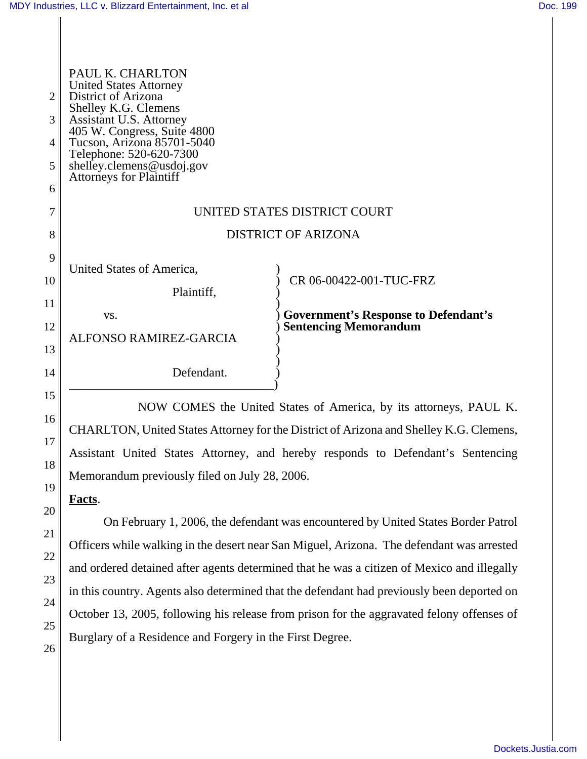PAUL K. CHARLTON
United States Attorney
District of Arizona
Shelley K.G. Clemens
Assistant U.S. Attorney
405 W. Congress, Suite 4800
Tucson, Arizona 85701-5040
Telephone: 520-620-7300
shelley.clemens@usdoj.gov
Attorneys for Plaintiff

UNITED STATES DISTRICT COURT

DISTRICT OF ARIZONA

United States of America,

Plaintiff,

vs.

ALFONSO RAMIREZ-GARCIA

Defendant.

CR 06-00422-001-TUC-FRZ

**Government's Response to Defendant's Sentencing Memorandum**

NOW COMES the United States of America, by its attorneys, PAUL K. CHARLTON, United States Attorney for the District of Arizona and Shelley K.G. Clemens, Assistant United States Attorney, and hereby responds to Defendant's Sentencing Memorandum previously filed on July 28, 2006.

**Facts**.

On February 1, 2006, the defendant was encountered by United States Border Patrol Officers while walking in the desert near San Miguel, Arizona. The defendant was arrested and ordered detained after agents determined that he was a citizen of Mexico and illegally in this country. Agents also determined that the defendant had previously been deported on October 13, 2005, following his release from prison for the aggravated felony offenses of Burglary of a Residence and Forgery in the First Degree.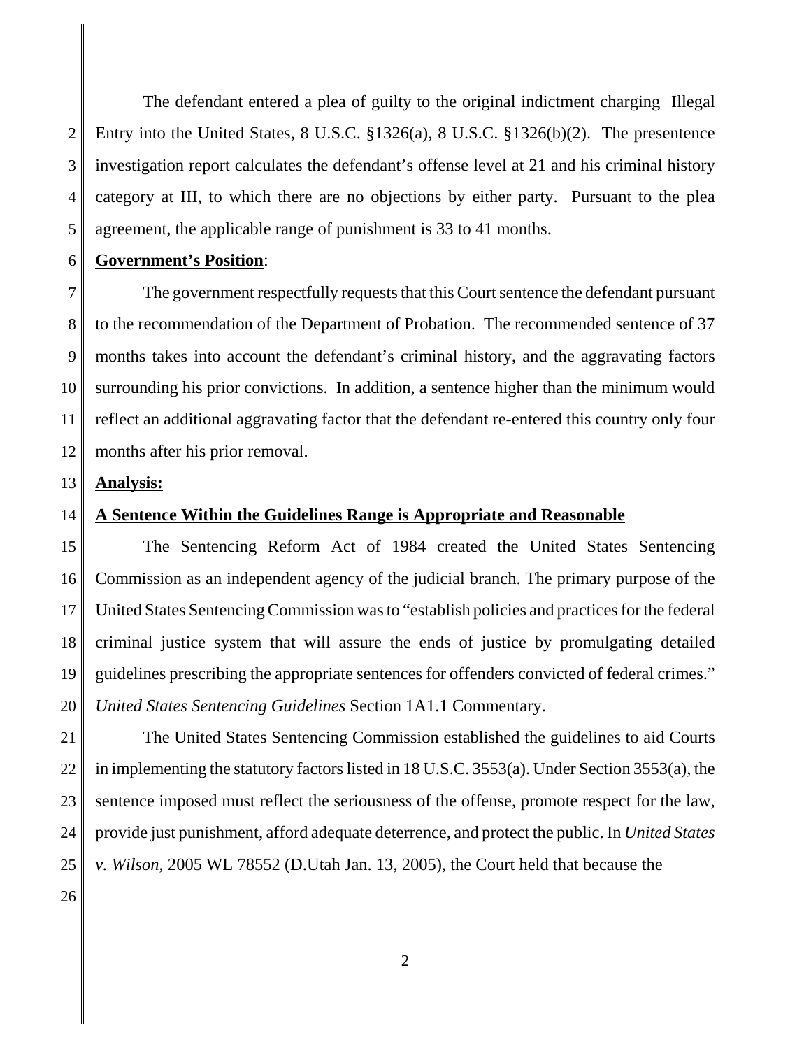The defendant entered a plea of guilty to the original indictment charging Illegal Entry into the United States, 8 U.S.C. §1326(a), 8 U.S.C. §1326(b)(2). The presentence investigation report calculates the defendant's offense level at 21 and his criminal history category at III, to which there are no objections by either party. Pursuant to the plea agreement, the applicable range of punishment is 33 to 41 months.

**Government's Position**:

The government respectfully requests that this Court sentence the defendant pursuant to the recommendation of the Department of Probation. The recommended sentence of 37 months takes into account the defendant's criminal history, and the aggravating factors surrounding his prior convictions. In addition, a sentence higher than the minimum would reflect an additional aggravating factor that the defendant re-entered this country only four months after his prior removal.

**Analysis:**

**A Sentence Within the Guidelines Range is Appropriate and Reasonable**

The Sentencing Reform Act of 1984 created the United States Sentencing Commission as an independent agency of the judicial branch. The primary purpose of the United States Sentencing Commission was to "establish policies and practices for the federal criminal justice system that will assure the ends of justice by promulgating detailed guidelines prescribing the appropriate sentences for offenders convicted of federal crimes." *United States Sentencing Guidelines* Section 1A1.1 Commentary.

The United States Sentencing Commission established the guidelines to aid Courts in implementing the statutory factors listed in 18 U.S.C. 3553(a). Under Section 3553(a), the sentence imposed must reflect the seriousness of the offense, promote respect for the law, provide just punishment, afford adequate deterrence, and protect the public. In *United States v. Wilson*, 2005 WL 78552 (D.Utah Jan. 13, 2005), the Court held that because the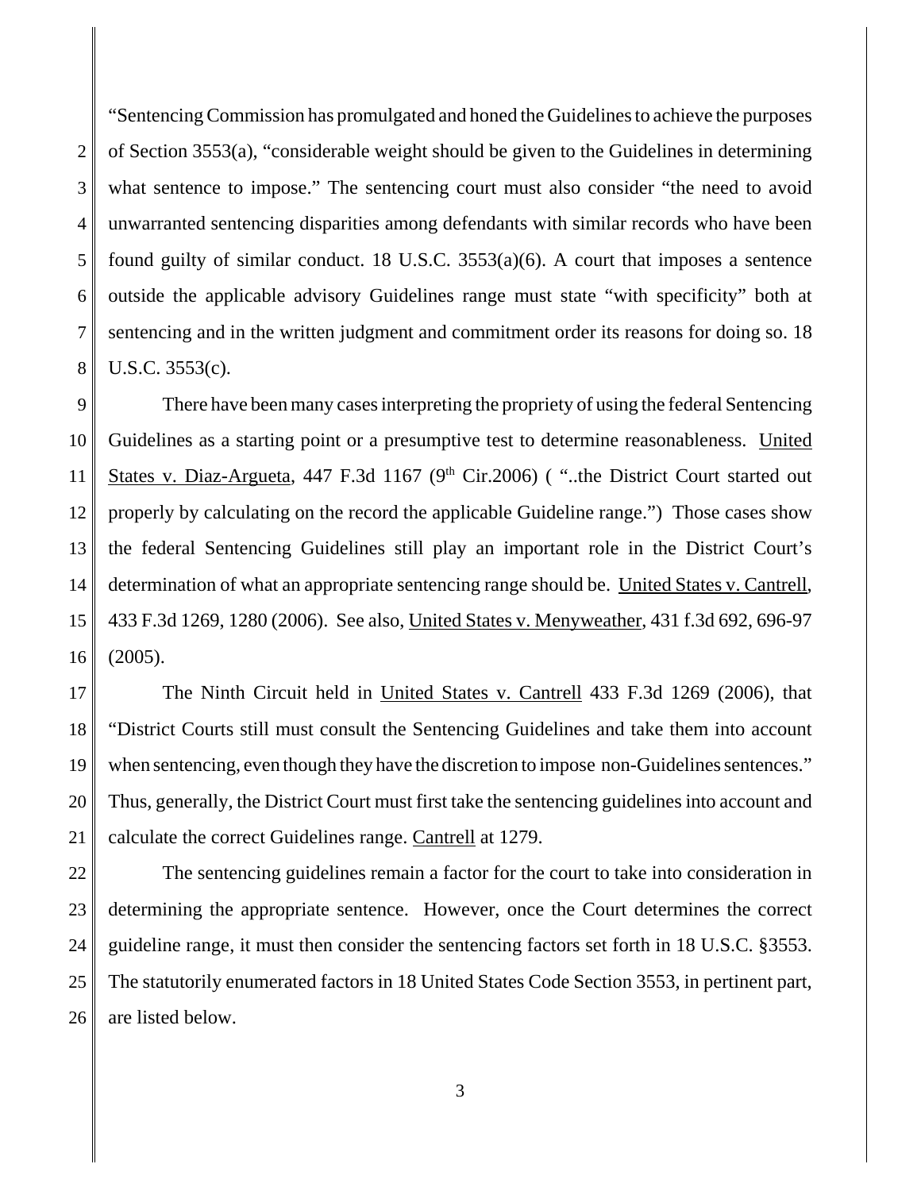"Sentencing Commission has promulgated and honed the Guidelines to achieve the purposes of Section 3553(a), "considerable weight should be given to the Guidelines in determining what sentence to impose." The sentencing court must also consider "the need to avoid unwarranted sentencing disparities among defendants with similar records who have been found guilty of similar conduct. 18 U.S.C. 3553(a)(6). A court that imposes a sentence outside the applicable advisory Guidelines range must state "with specificity" both at sentencing and in the written judgment and commitment order its reasons for doing so. 18 U.S.C. 3553(c).

There have been many cases interpreting the propriety of using the federal Sentencing Guidelines as a starting point or a presumptive test to determine reasonableness. United States v. Diaz-Argueta, 447 F.3d 1167 (9th Cir.2006) ( "..the District Court started out properly by calculating on the record the applicable Guideline range.") Those cases show the federal Sentencing Guidelines still play an important role in the District Court's determination of what an appropriate sentencing range should be. United States v. Cantrell, 433 F.3d 1269, 1280 (2006). See also, United States v. Menyweather, 431 f.3d 692, 696-97 (2005).

The Ninth Circuit held in United States v. Cantrell 433 F.3d 1269 (2006), that "District Courts still must consult the Sentencing Guidelines and take them into account when sentencing, even though they have the discretion to impose non-Guidelines sentences." Thus, generally, the District Court must first take the sentencing guidelines into account and calculate the correct Guidelines range. Cantrell at 1279.

The sentencing guidelines remain a factor for the court to take into consideration in determining the appropriate sentence. However, once the Court determines the correct guideline range, it must then consider the sentencing factors set forth in 18 U.S.C. §3553. The statutorily enumerated factors in 18 United States Code Section 3553, in pertinent part, are listed below.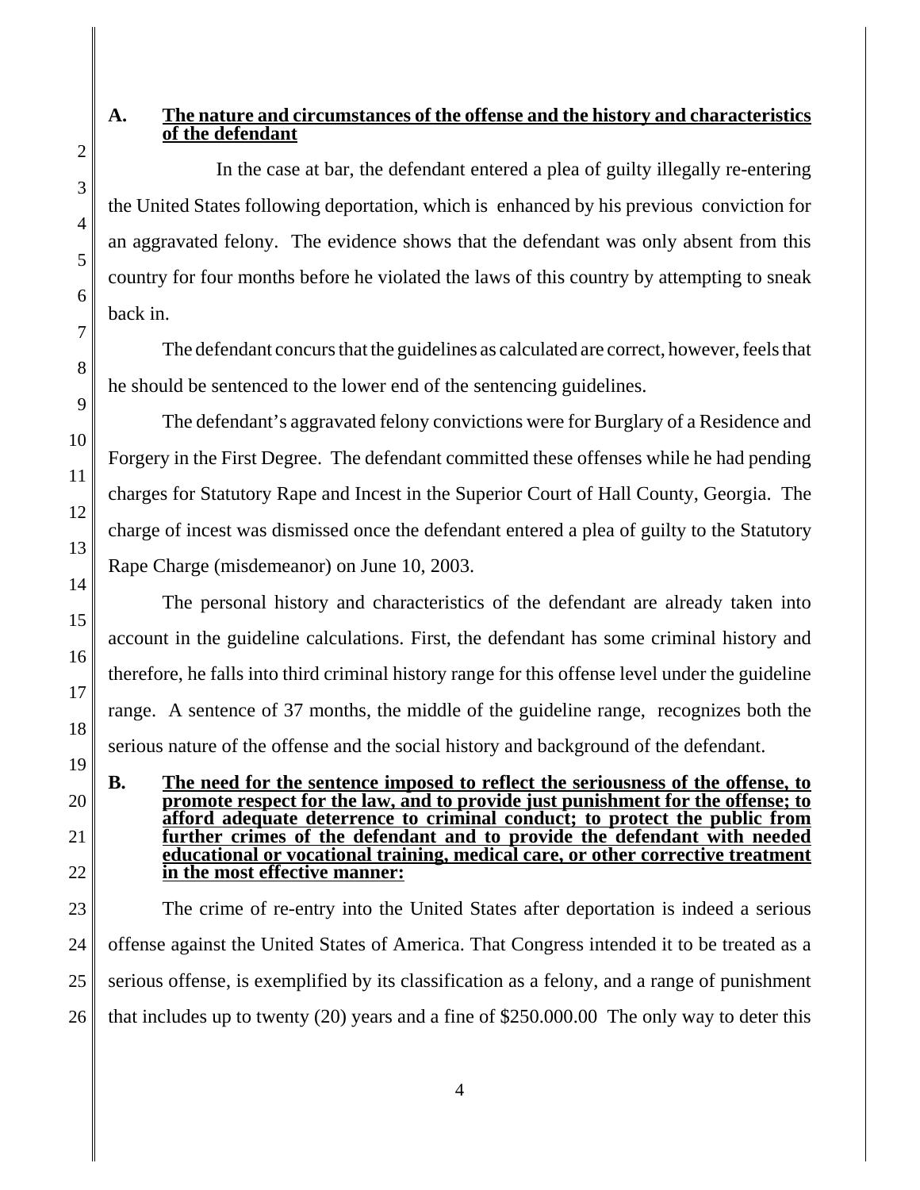**A. The nature and circumstances of the offense and the history and characteristics of the defendant**

In the case at bar, the defendant entered a plea of guilty illegally re-entering the United States following deportation, which is enhanced by his previous conviction for an aggravated felony. The evidence shows that the defendant was only absent from this country for four months before he violated the laws of this country by attempting to sneak back in.

The defendant concurs that the guidelines as calculated are correct, however, feels that he should be sentenced to the lower end of the sentencing guidelines.

The defendant's aggravated felony convictions were for Burglary of a Residence and Forgery in the First Degree. The defendant committed these offenses while he had pending charges for Statutory Rape and Incest in the Superior Court of Hall County, Georgia. The charge of incest was dismissed once the defendant entered a plea of guilty to the Statutory Rape Charge (misdemeanor) on June 10, 2003.

The personal history and characteristics of the defendant are already taken into account in the guideline calculations. First, the defendant has some criminal history and therefore, he falls into third criminal history range for this offense level under the guideline range. A sentence of 37 months, the middle of the guideline range, recognizes both the serious nature of the offense and the social history and background of the defendant.

**B. The need for the sentence imposed to reflect the seriousness of the offense, to promote respect for the law, and to provide just punishment for the offense; to afford adequate deterrence to criminal conduct; to protect the public from further crimes of the defendant and to provide the defendant with needed educational or vocational training, medical care, or other corrective treatment in the most effective manner:**

The crime of re-entry into the United States after deportation is indeed a serious offense against the United States of America. That Congress intended it to be treated as a serious offense, is exemplified by its classification as a felony, and a range of punishment that includes up to twenty (20) years and a fine of $250.000.00 The only way to deter this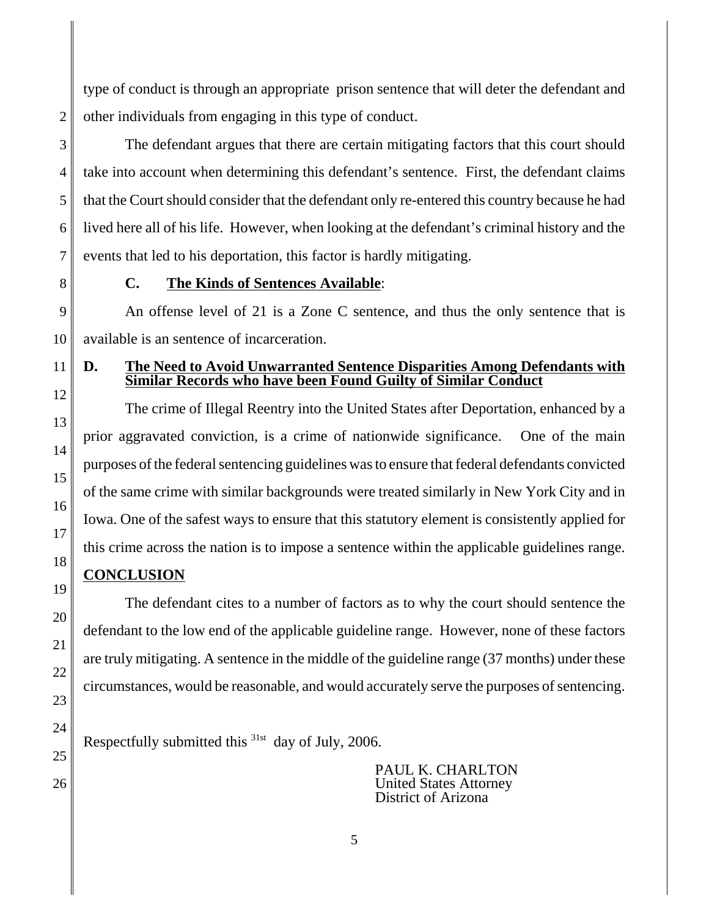type of conduct is through an appropriate prison sentence that will deter the defendant and other individuals from engaging in this type of conduct.

The defendant argues that there are certain mitigating factors that this court should take into account when determining this defendant's sentence. First, the defendant claims that the Court should consider that the defendant only re-entered this country because he had lived here all of his life. However, when looking at the defendant's criminal history and the events that led to his deportation, this factor is hardly mitigating.

**C. <u>The Kinds of Sentences Available</u>**:

An offense level of 21 is a Zone C sentence, and thus the only sentence that is available is an sentence of incarceration.

**D. <u>The Need to Avoid Unwarranted Sentence Disparities Among Defendants with Similar Records who have been Found Guilty of Similar Conduct</u>**

The crime of Illegal Reentry into the United States after Deportation, enhanced by a prior aggravated conviction, is a crime of nationwide significance. One of the main purposes of the federal sentencing guidelines was to ensure that federal defendants convicted of the same crime with similar backgrounds were treated similarly in New York City and in Iowa. One of the safest ways to ensure that this statutory element is consistently applied for this crime across the nation is to impose a sentence within the applicable guidelines range.

**<u>CONCLUSION</u>**

The defendant cites to a number of factors as to why the court should sentence the defendant to the low end of the applicable guideline range. However, none of these factors are truly mitigating. A sentence in the middle of the guideline range (37 months) under these circumstances, would be reasonable, and would accurately serve the purposes of sentencing.

Respectfully submitted this 31st day of July, 2006.

PAUL K. CHARLTON
United States Attorney
District of Arizona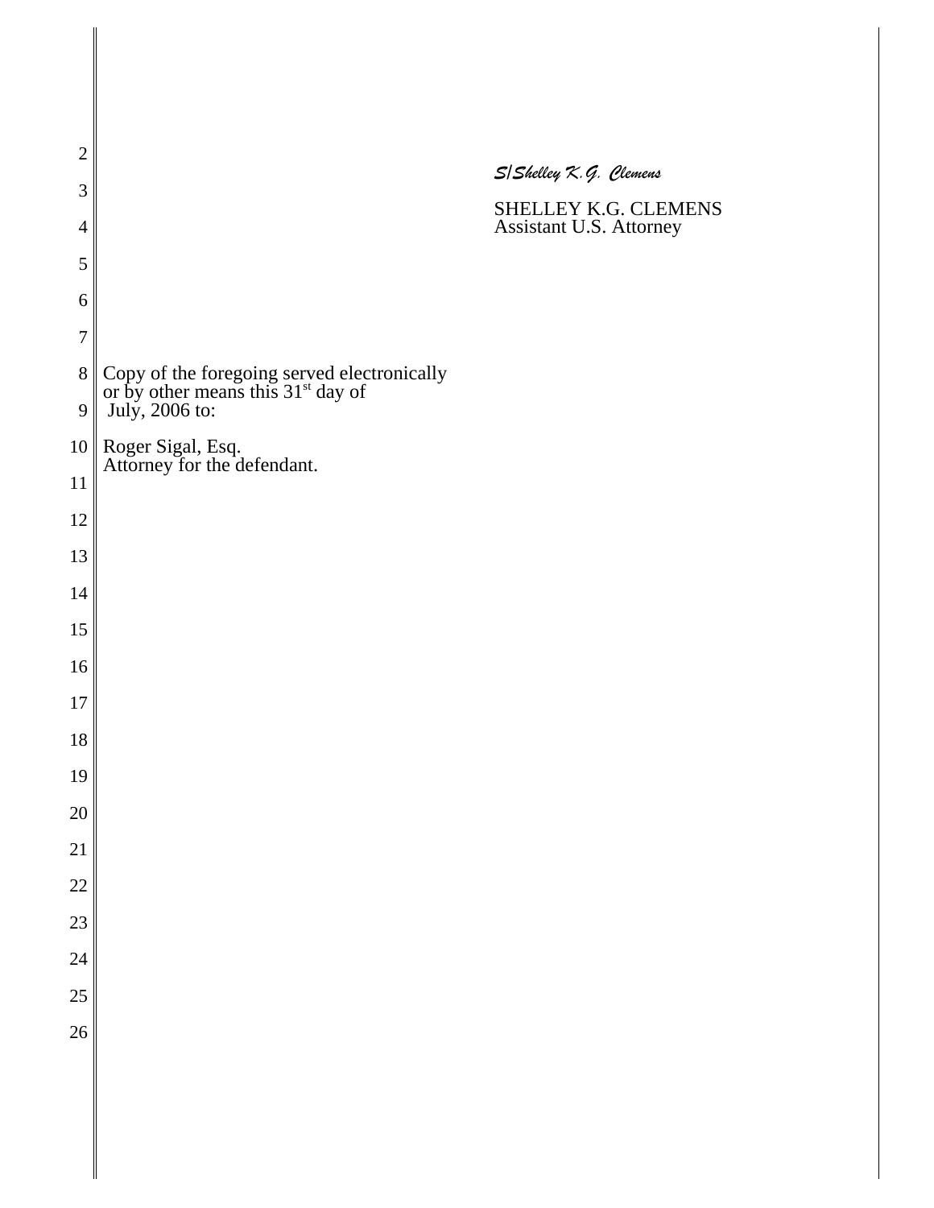S/Shelley K.G. Clemens

SHELLEY K.G. CLEMENS
Assistant U.S. Attorney

Copy of the foregoing served electronically or by other means this 31st day of July, 2006 to:

Roger Sigal, Esq.
Attorney for the defendant.